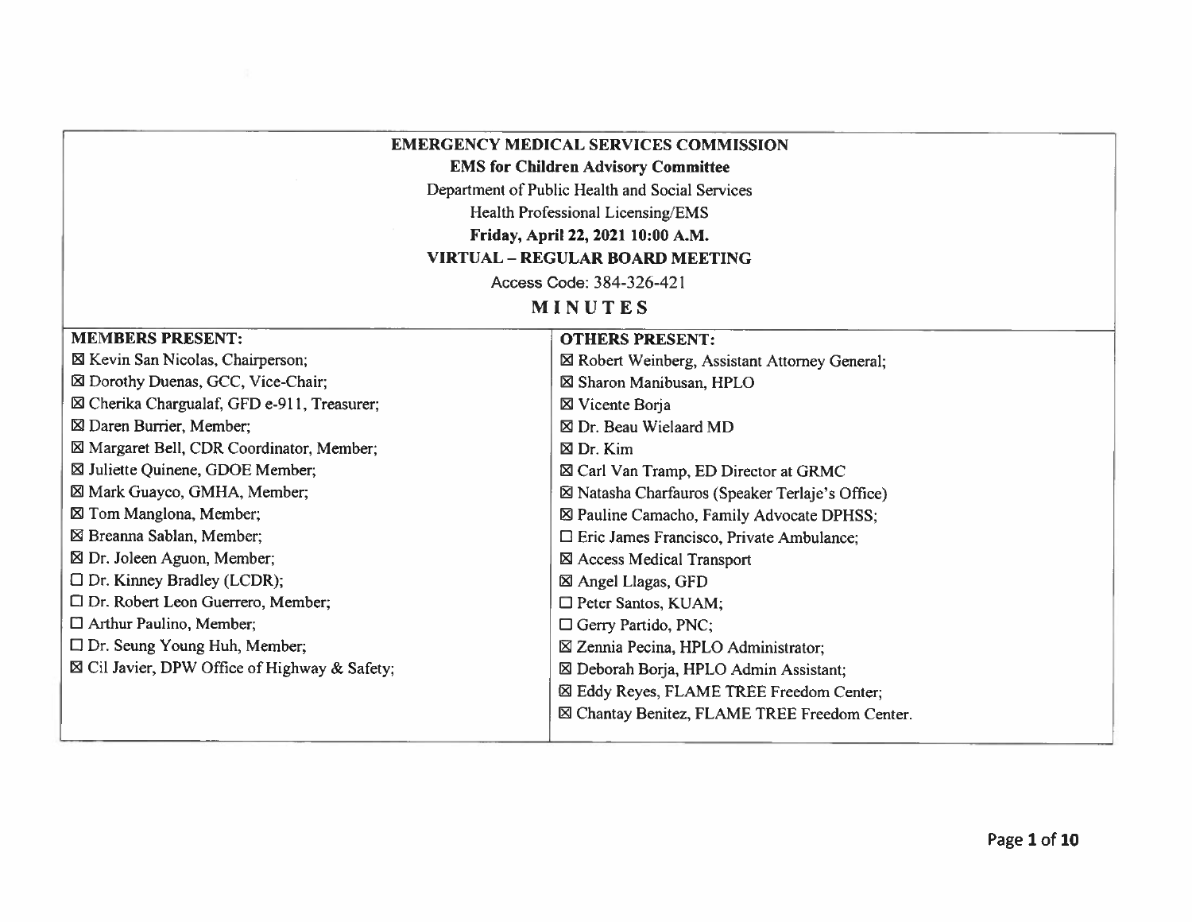**EMERGENCY MEDICAL SERVICES COMMISSION**

**EMS for Children Advisory Committee**

Department of Public Health and Social Services

Health Professional Licensing/EMS

**Friday, April 22, 2021 10:00 A.M.**

**VIRTUAL – REGULAR BOARD MEETING**

Access Code: 384-326-421

# MINUTES

| MEMBERS PRESENT: | OTHERS PRESENT: |
|---|---|
| ☒ Kevin San Nicolas, Chairperson; | ☒ Robert Weinberg, Assistant Attorney General; |
| ☒ Dorothy Duenas, GCC, Vice-Chair; | ☒ Sharon Manibusan, HPLO |
| ☒ Cherika Chargualaf, GFD e-911, Treasurer; | ☒ Vicente Borja |
| ☒ Daren Burrier, Member; | ☒ Dr. Beau Wielaard MD |
| ☒ Margaret Bell, CDR Coordinator, Member; | ☒ Dr. Kim |
| ☒ Juliette Quinene, GDOE Member; | ☒ Carl Van Tramp, ED Director at GRMC |
| ☒ Mark Guayco, GMHA, Member; | ☒ Natasha Charfauros (Speaker Terlaje's Office) |
| ☒ Tom Manglona, Member; | ☒ Pauline Camacho, Family Advocate DPHSS; |
| ☒ Breanna Sablan, Member; | ☐ Eric James Francisco, Private Ambulance; |
| ☒ Dr. Joleen Aguon, Member; | ☒ Access Medical Transport |
| ☐ Dr. Kinney Bradley (LCDR); | ☒ Angel Llagas, GFD |
| ☐ Dr. Robert Leon Guerrero, Member; | ☐ Peter Santos, KUAM; |
| ☐ Arthur Paulino, Member; | ☐ Gerry Partido, PNC; |
| ☐ Dr. Seung Young Huh, Member; | ☒ Zennia Pecina, HPLO Administrator; |
| ☒ Cil Javier, DPW Office of Highway & Safety; | ☒ Deborah Borja, HPLO Admin Assistant; |
| | ☒ Eddy Reyes, FLAME TREE Freedom Center; |
| | ☒ Chantay Benitez, FLAME TREE Freedom Center. |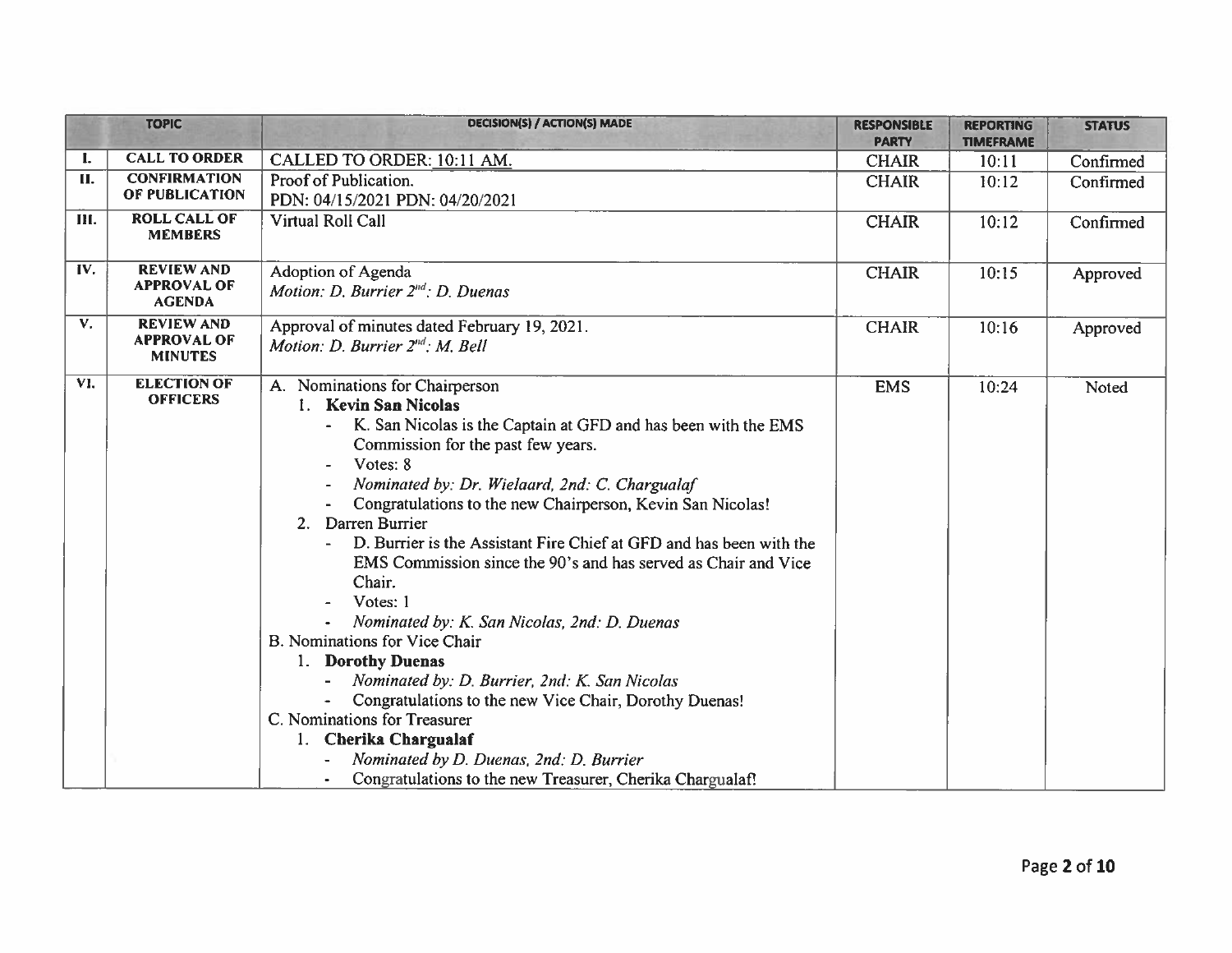| | TOPIC | DECISION(S) / ACTION(S) MADE | RESPONSIBLE PARTY | REPORTING TIMEFRAME | STATUS |
|---|---|---|---|---|---|
| I. | CALL TO ORDER | CALLED TO ORDER: 10:11 AM. | CHAIR | 10:11 | Confirmed |
| II. | CONFIRMATION OF PUBLICATION | Proof of Publication.<br>PDN: 04/15/2021 PDN: 04/20/2021 | CHAIR | 10:12 | Confirmed |
| III. | ROLL CALL OF MEMBERS | Virtual Roll Call | CHAIR | 10:12 | Confirmed |
| IV. | REVIEW AND APPROVAL OF AGENDA | Adoption of Agenda<br>*Motion: D. Burrier 2nd: D. Duenas* | CHAIR | 10:15 | Approved |
| V. | REVIEW AND APPROVAL OF MINUTES | Approval of minutes dated February 19, 2021.<br>*Motion: D. Burrier 2nd: M. Bell* | CHAIR | 10:16 | Approved |
| VI. | ELECTION OF OFFICERS | A. Nominations for Chairperson<br>1. **Kevin San Nicolas**<br>- K. San Nicolas is the Captain at GFD and has been with the EMS Commission for the past few years.<br>- Votes: 8<br>- *Nominated by: Dr. Wielaard, 2nd: C. Chargualaf*<br>- Congratulations to the new Chairperson, Kevin San Nicolas!<br>2. Darren Burrier<br>- D. Burrier is the Assistant Fire Chief at GFD and has been with the EMS Commission since the 90's and has served as Chair and Vice Chair.<br>- Votes: 1<br>- *Nominated by: K. San Nicolas, 2nd: D. Duenas*<br>B. Nominations for Vice Chair<br>1. **Dorothy Duenas**<br>- *Nominated by: D. Burrier, 2nd: K. San Nicolas*<br>- Congratulations to the new Vice Chair, Dorothy Duenas!<br>C. Nominations for Treasurer<br>1. **Cherika Chargualaf**<br>- *Nominated by D. Duenas, 2nd: D. Burrier*<br>- Congratulations to the new Treasurer, Cherika Chargualaf! | EMS | 10:24 | Noted |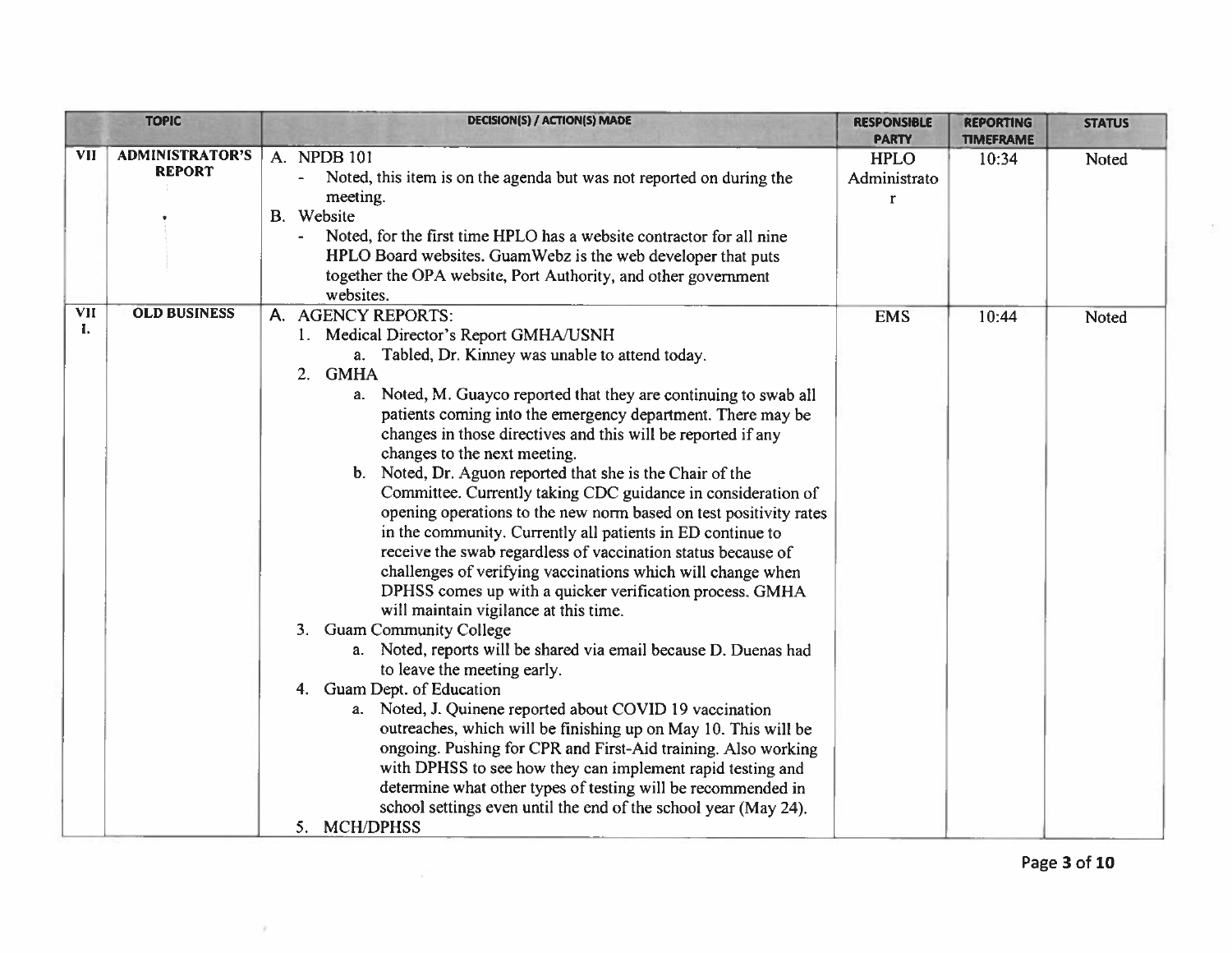| | TOPIC | DECISION(S) / ACTION(S) MADE | RESPONSIBLE PARTY | REPORTING TIMEFRAME | STATUS |
|---|---|---|---|---|---|
| VII | ADMINISTRATOR'S REPORT | A. NPDB 101<br>- Noted, this item is on the agenda but was not reported on during the meeting.<br>B. Website<br>- Noted, for the first time HPLO has a website contractor for all nine HPLO Board websites. GuamWebz is the web developer that puts together the OPA website, Port Authority, and other government websites. | HPLO Administrator | 10:34 | Noted |
| VIII. | OLD BUSINESS | A. AGENCY REPORTS:<br>1. Medical Director's Report GMHA/USNH<br>a. Tabled, Dr. Kinney was unable to attend today.<br>2. GMHA<br>a. Noted, M. Guayco reported that they are continuing to swab all patients coming into the emergency department. There may be changes in those directives and this will be reported if any changes to the next meeting.<br>b. Noted, Dr. Aguon reported that she is the Chair of the Committee. Currently taking CDC guidance in consideration of opening operations to the new norm based on test positivity rates in the community. Currently all patients in ED continue to receive the swab regardless of vaccination status because of challenges of verifying vaccinations which will change when DPHSS comes up with a quicker verification process. GMHA will maintain vigilance at this time.<br>3. Guam Community College<br>a. Noted, reports will be shared via email because D. Duenas had to leave the meeting early.<br>4. Guam Dept. of Education<br>a. Noted, J. Quinene reported about COVID 19 vaccination outreaches, which will be finishing up on May 10. This will be ongoing. Pushing for CPR and First-Aid training. Also working with DPHSS to see how they can implement rapid testing and determine what other types of testing will be recommended in school settings even until the end of the school year (May 24).<br>5. MCH/DPHSS | EMS | 10:44 | Noted |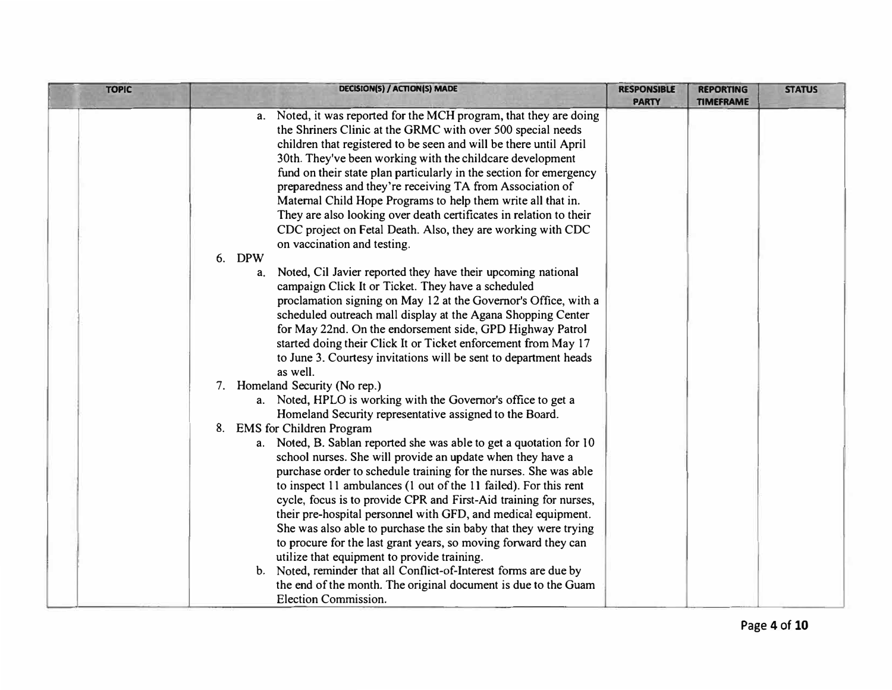| TOPIC | DECISION(S) / ACTION(S) MADE | RESPONSIBLE PARTY | REPORTING TIMEFRAME | STATUS |
| --- | --- | --- | --- | --- |
| | a. Noted, it was reported for the MCH program, that they are doing the Shriners Clinic at the GRMC with over 500 special needs children that registered to be seen and will be there until April 30th. They've been working with the childcare development fund on their state plan particularly in the section for emergency preparedness and they're receiving TA from Association of Maternal Child Hope Programs to help them write all that in. They are also looking over death certificates in relation to their CDC project on Fetal Death. Also, they are working with CDC on vaccination and testing.<br>6. DPW<br>a. Noted, Cil Javier reported they have their upcoming national campaign Click It or Ticket. They have a scheduled proclamation signing on May 12 at the Governor's Office, with a scheduled outreach mall display at the Agana Shopping Center for May 22nd. On the endorsement side, GPD Highway Patrol started doing their Click It or Ticket enforcement from May 17 to June 3. Courtesy invitations will be sent to department heads as well.<br>7. Homeland Security (No rep.)<br>a. Noted, HPLO is working with the Governor's office to get a Homeland Security representative assigned to the Board.<br>8. EMS for Children Program<br>a. Noted, B. Sablan reported she was able to get a quotation for 10 school nurses. She will provide an update when they have a purchase order to schedule training for the nurses. She was able to inspect 11 ambulances (1 out of the 11 failed). For this rent cycle, focus is to provide CPR and First-Aid training for nurses, their pre-hospital personnel with GFD, and medical equipment. She was also able to purchase the sin baby that they were trying to procure for the last grant years, so moving forward they can utilize that equipment to provide training.<br>b. Noted, reminder that all Conflict-of-Interest forms are due by the end of the month. The original document is due to the Guam Election Commission. | | | |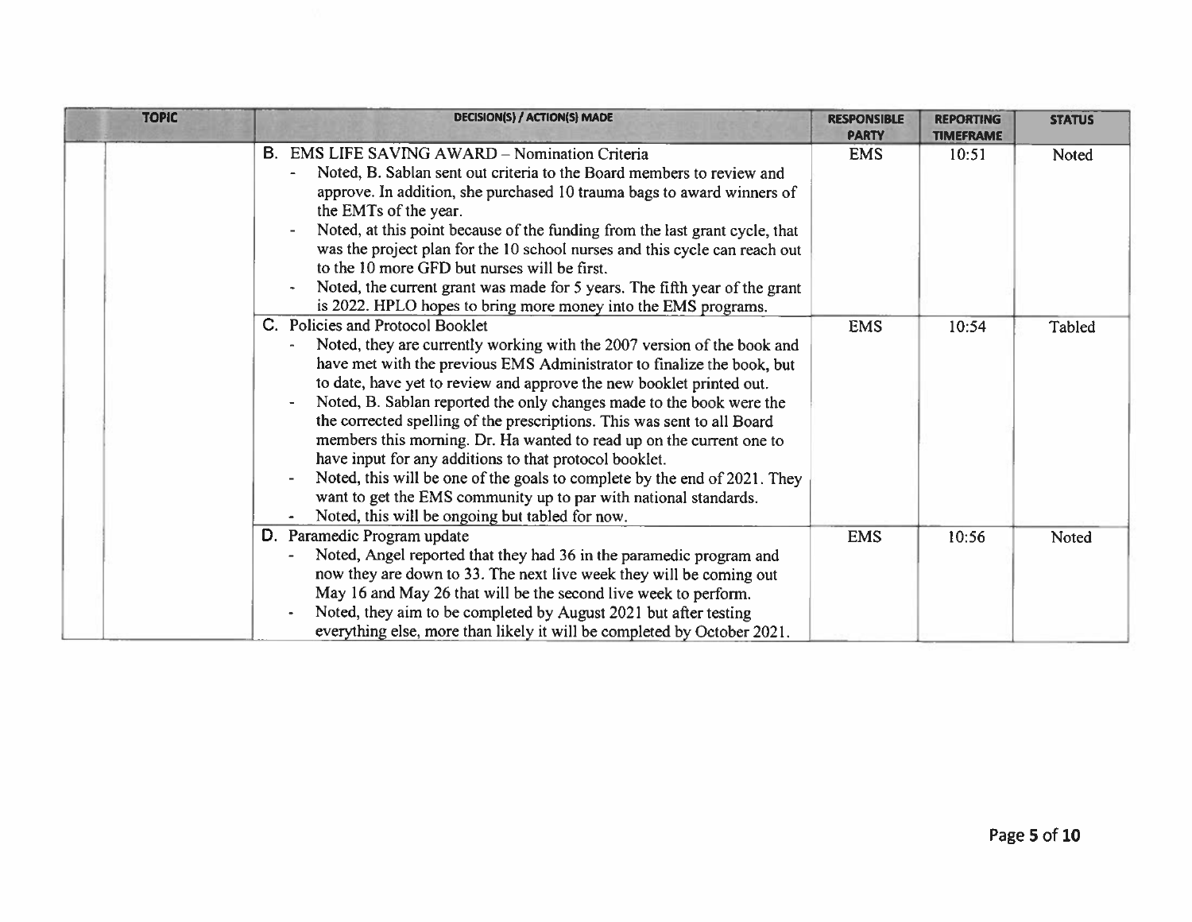| TOPIC | DECISION(S) / ACTION(S) MADE | RESPONSIBLE PARTY | REPORTING TIMEFRAME | STATUS |
|---|---|---|---|---|
| | B. EMS LIFE SAVING AWARD – Nomination Criteria<br>- Noted, B. Sablan sent out criteria to the Board members to review and approve. In addition, she purchased 10 trauma bags to award winners of the EMTs of the year.<br>- Noted, at this point because of the funding from the last grant cycle, that was the project plan for the 10 school nurses and this cycle can reach out to the 10 more GFD but nurses will be first.<br>- Noted, the current grant was made for 5 years. The fifth year of the grant is 2022. HPLO hopes to bring more money into the EMS programs. | EMS | 10:51 | Noted |
| | C. Policies and Protocol Booklet<br>- Noted, they are currently working with the 2007 version of the book and have met with the previous EMS Administrator to finalize the book, but to date, have yet to review and approve the new booklet printed out.<br>- Noted, B. Sablan reported the only changes made to the book were the the corrected spelling of the prescriptions. This was sent to all Board members this morning. Dr. Ha wanted to read up on the current one to have input for any additions to that protocol booklet.<br>- Noted, this will be one of the goals to complete by the end of 2021. They want to get the EMS community up to par with national standards.<br>- Noted, this will be ongoing but tabled for now. | EMS | 10:54 | Tabled |
| | D. Paramedic Program update<br>- Noted, Angel reported that they had 36 in the paramedic program and now they are down to 33. The next live week they will be coming out May 16 and May 26 that will be the second live week to perform.<br>- Noted, they aim to be completed by August 2021 but after testing everything else, more than likely it will be completed by October 2021. | EMS | 10:56 | Noted |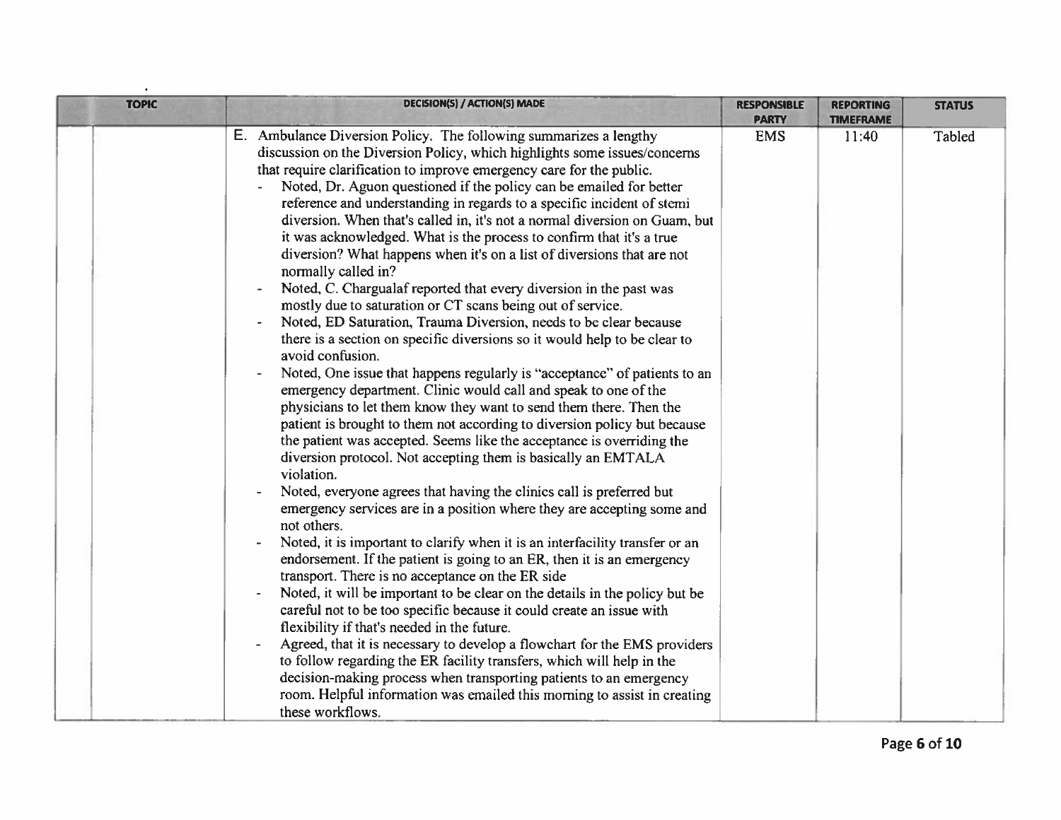| TOPIC | DECISION(S) / ACTION(S) MADE | RESPONSIBLE PARTY | REPORTING TIMEFRAME | STATUS |
| --- | --- | --- | --- | --- |
| | E. Ambulance Diversion Policy. The following summarizes a lengthy discussion on the Diversion Policy, which highlights some issues/concerns that require clarification to improve emergency care for the public.<br>- Noted, Dr. Aguon questioned if the policy can be emailed for better reference and understanding in regards to a specific incident of stemi diversion. When that's called in, it's not a normal diversion on Guam, but it was acknowledged. What is the process to confirm that it's a true diversion? What happens when it's on a list of diversions that are not normally called in?<br>- Noted, C. Chargualaf reported that every diversion in the past was mostly due to saturation or CT scans being out of service.<br>- Noted, ED Saturation, Trauma Diversion, needs to be clear because there is a section on specific diversions so it would help to be clear to avoid confusion.<br>- Noted, One issue that happens regularly is "acceptance" of patients to an emergency department. Clinic would call and speak to one of the physicians to let them know they want to send them there. Then the patient is brought to them not according to diversion policy but because the patient was accepted. Seems like the acceptance is overriding the diversion protocol. Not accepting them is basically an EMTALA violation.<br>- Noted, everyone agrees that having the clinics call is preferred but emergency services are in a position where they are accepting some and not others.<br>- Noted, it is important to clarify when it is an interfacility transfer or an endorsement. If the patient is going to an ER, then it is an emergency transport. There is no acceptance on the ER side<br>- Noted, it will be important to be clear on the details in the policy but be careful not to be too specific because it could create an issue with flexibility if that's needed in the future.<br>- Agreed, that it is necessary to develop a flowchart for the EMS providers to follow regarding the ER facility transfers, which will help in the decision-making process when transporting patients to an emergency room. Helpful information was emailed this morning to assist in creating these workflows. | EMS | 11:40 | Tabled |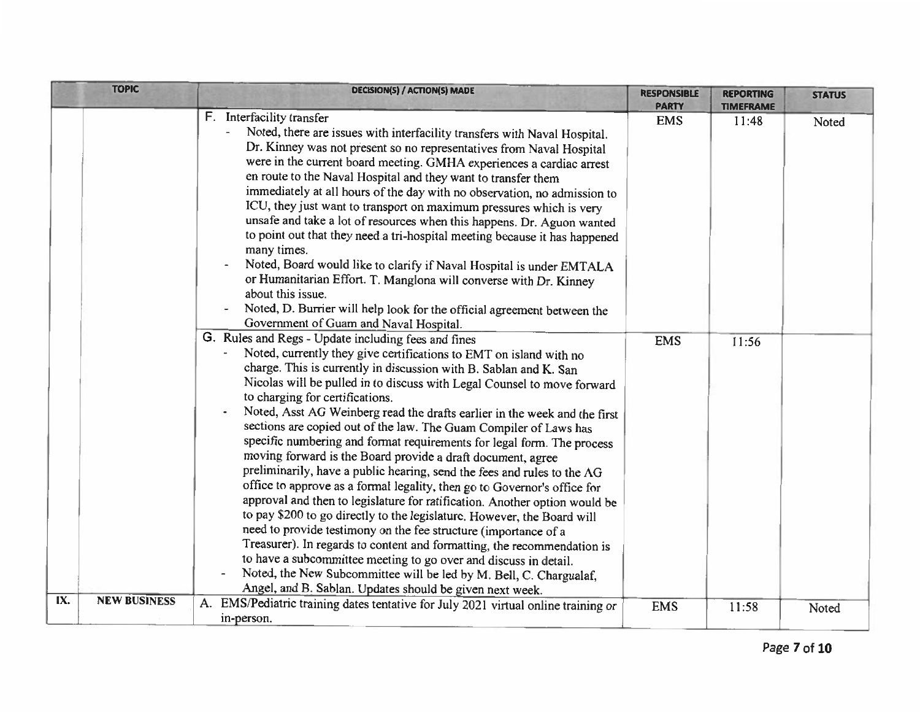| | TOPIC | DECISION(S) / ACTION(S) MADE | RESPONSIBLE PARTY | REPORTING TIMEFRAME | STATUS |
|---|---|---|---|---|---|
| | | F. Interfacility transfer<br>- Noted, there are issues with interfacility transfers with Naval Hospital. Dr. Kinney was not present so no representatives from Naval Hospital were in the current board meeting. GMHA experiences a cardiac arrest en route to the Naval Hospital and they want to transfer them immediately at all hours of the day with no observation, no admission to ICU, they just want to transport on maximum pressures which is very unsafe and take a lot of resources when this happens. Dr. Aguon wanted to point out that they need a tri-hospital meeting because it has happened many times.<br>- Noted, Board would like to clarify if Naval Hospital is under EMTALA or Humanitarian Effort. T. Manglona will converse with Dr. Kinney about this issue.<br>- Noted, D. Burrier will help look for the official agreement between the Government of Guam and Naval Hospital. | EMS | 11:48 | Noted |
| | | G. Rules and Regs - Update including fees and fines<br>- Noted, currently they give certifications to EMT on island with no charge. This is currently in discussion with B. Sablan and K. San Nicolas will be pulled in to discuss with Legal Counsel to move forward to charging for certifications.<br>- Noted, Asst AG Weinberg read the drafts earlier in the week and the first sections are copied out of the law. The Guam Compiler of Laws has specific numbering and format requirements for legal form. The process moving forward is the Board provide a draft document, agree preliminarily, have a public hearing, send the fees and rules to the AG office to approve as a formal legality, then go to Governor's office for approval and then to legislature for ratification. Another option would be to pay $200 to go directly to the legislature. However, the Board will need to provide testimony on the fee structure (importance of a Treasurer). In regards to content and formatting, the recommendation is to have a subcommittee meeting to go over and discuss in detail.<br>- Noted, the New Subcommittee will be led by M. Bell, C. Chargualaf, Angel, and B. Sablan. Updates should be given next week. | EMS | 11:56 | |
| IX. | NEW BUSINESS | A. EMS/Pediatric training dates tentative for July 2021 virtual online training or in-person. | EMS | 11:58 | Noted |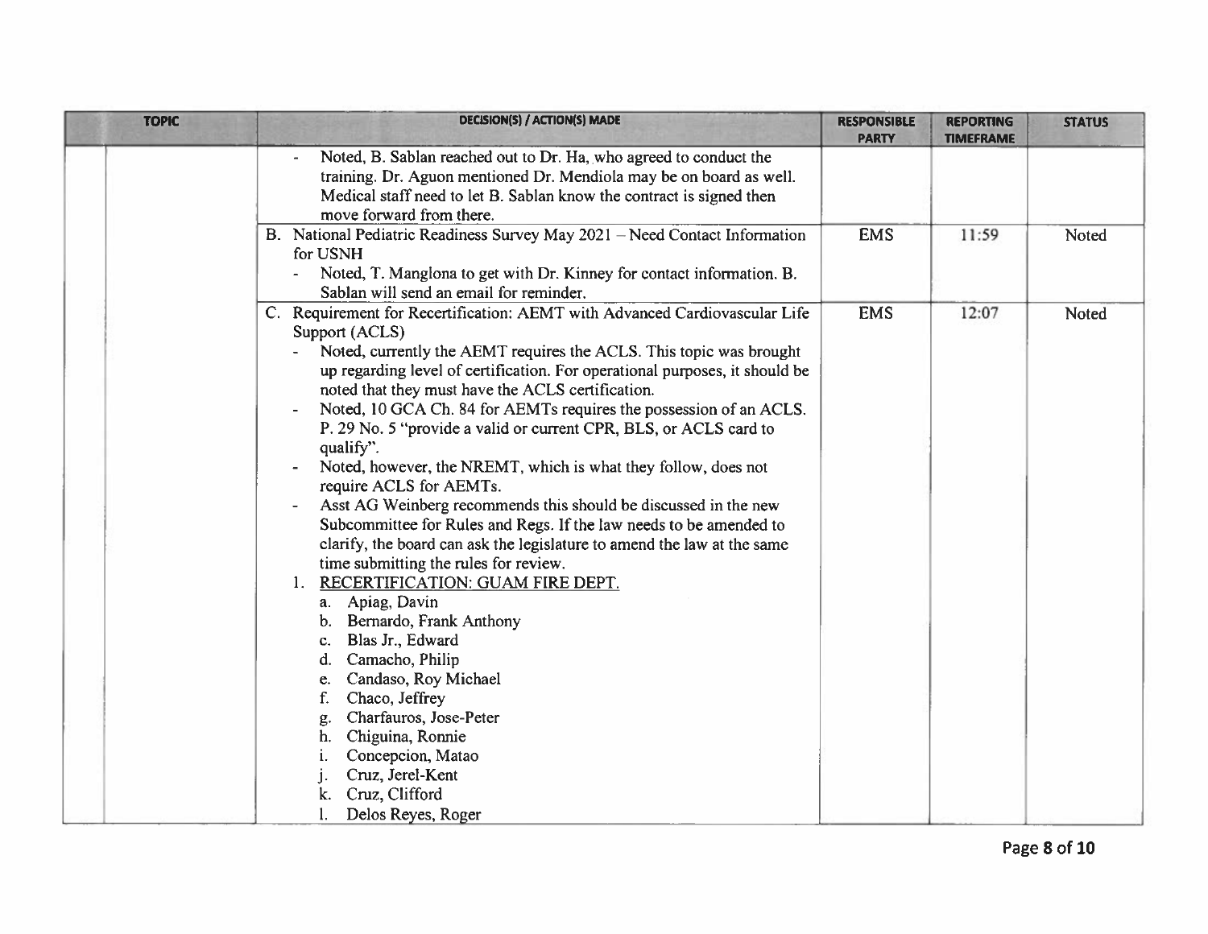| TOPIC | DECISION(S) / ACTION(S) MADE | RESPONSIBLE PARTY | REPORTING TIMEFRAME | STATUS |
|---|---|---|---|---|
| | - Noted, B. Sablan reached out to Dr. Ha, who agreed to conduct the training. Dr. Aguon mentioned Dr. Mendiola may be on board as well. Medical staff need to let B. Sablan know the contract is signed then move forward from there. | | | |
| | B. National Pediatric Readiness Survey May 2021 – Need Contact Information for USNH<br>- Noted, T. Manglona to get with Dr. Kinney for contact information. B. Sablan will send an email for reminder. | EMS | 11:59 | Noted |
| | C. Requirement for Recertification: AEMT with Advanced Cardiovascular Life Support (ACLS)<br>- Noted, currently the AEMT requires the ACLS. This topic was brought up regarding level of certification. For operational purposes, it should be noted that they must have the ACLS certification.<br>- Noted, 10 GCA Ch. 84 for AEMTs requires the possession of an ACLS. P. 29 No. 5 "provide a valid or current CPR, BLS, or ACLS card to qualify".<br>- Noted, however, the NREMT, which is what they follow, does not require ACLS for AEMTs.<br>- Asst AG Weinberg recommends this should be discussed in the new Subcommittee for Rules and Regs. If the law needs to be amended to clarify, the board can ask the legislature to amend the law at the same time submitting the rules for review.<br>1. <u>RECERTIFICATION: GUAM FIRE DEPT.</u><br>a. Apiag, Davin<br>b. Bernardo, Frank Anthony<br>c. Blas Jr., Edward<br>d. Camacho, Philip<br>e. Candaso, Roy Michael<br>f. Chaco, Jeffrey<br>g. Charfauros, Jose-Peter<br>h. Chiguina, Ronnie<br>i. Concepcion, Matao<br>j. Cruz, Jerel-Kent<br>k. Cruz, Clifford<br>l. Delos Reyes, Roger | EMS | 12:07 | Noted |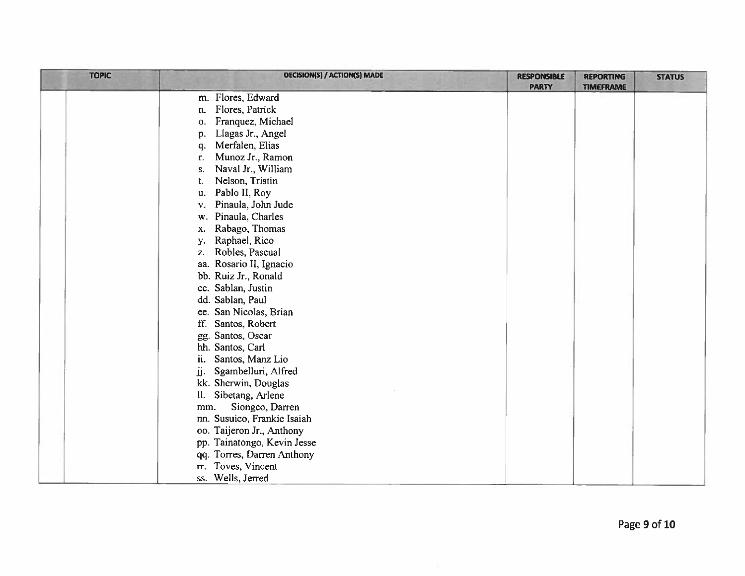| TOPIC | DECISION(S) / ACTION(S) MADE | RESPONSIBLE PARTY | REPORTING TIMEFRAME | STATUS |
|---|---|---|---|---|
| | m. Flores, Edward<br>n. Flores, Patrick<br>o. Franquez, Michael<br>p. Llagas Jr., Angel<br>q. Merfalen, Elias<br>r. Munoz Jr., Ramon<br>s. Naval Jr., William<br>t. Nelson, Tristin<br>u. Pablo II, Roy<br>v. Pinaula, John Jude<br>w. Pinaula, Charles<br>x. Rabago, Thomas<br>y. Raphael, Rico<br>z. Robles, Pascual<br>aa. Rosario II, Ignacio<br>bb. Ruiz Jr., Ronald<br>cc. Sablan, Justin<br>dd. Sablan, Paul<br>ee. San Nicolas, Brian<br>ff. Santos, Robert<br>gg. Santos, Oscar<br>hh. Santos, Carl<br>ii. Santos, Manz Lio<br>jj. Sgambelluri, Alfred<br>kk. Sherwin, Douglas<br>ll. Sibetang, Arlene<br>mm. Siongco, Darren<br>nn. Susuico, Frankie Isaiah<br>oo. Taijeron Jr., Anthony<br>pp. Tainatongo, Kevin Jesse<br>qq. Torres, Darren Anthony<br>rr. Toves, Vincent<br>ss. Wells, Jerred | | | |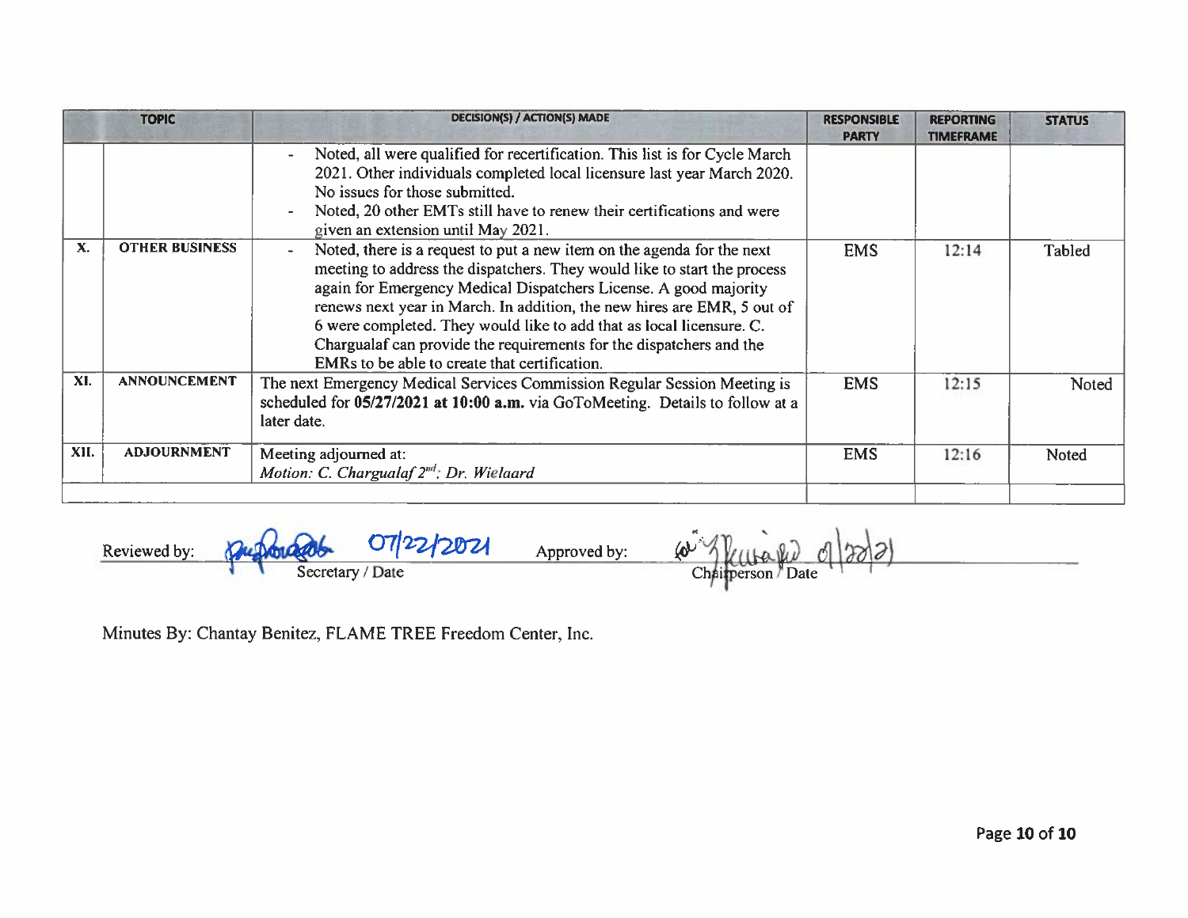| | TOPIC | DECISION(S) / ACTION(S) MADE | RESPONSIBLE PARTY | REPORTING TIMEFRAME | STATUS |
|---|---|---|---|---|---|
| | | - Noted, all were qualified for recertification. This list is for Cycle March 2021. Other individuals completed local licensure last year March 2020. No issues for those submitted.<br>- Noted, 20 other EMTs still have to renew their certifications and were given an extension until May 2021. | | | |
| X. | OTHER BUSINESS | - Noted, there is a request to put a new item on the agenda for the next meeting to address the dispatchers. They would like to start the process again for Emergency Medical Dispatchers License. A good majority renews next year in March. In addition, the new hires are EMR, 5 out of 6 were completed. They would like to add that as local licensure. C. Chargualaf can provide the requirements for the dispatchers and the EMRs to be able to create that certification. | EMS | 12:14 | Tabled |
| XI. | ANNOUNCEMENT | The next Emergency Medical Services Commission Regular Session Meeting is scheduled for **05/27/2021 at 10:00 a.m.** via GoToMeeting. Details to follow at a later date. | EMS | 12:15 | Noted |
| XII. | ADJOURNMENT | Meeting adjourned at:<br>*Motion: C. Chargualaf 2nd: Dr. Wielaard* | EMS | 12:16 | Noted |

Reviewed by: [signature] 07/22/2021
Secretary / Date

Approved by: [signature] 07/22/21
Chairperson / Date

Minutes By: Chantay Benitez, FLAME TREE Freedom Center, Inc.